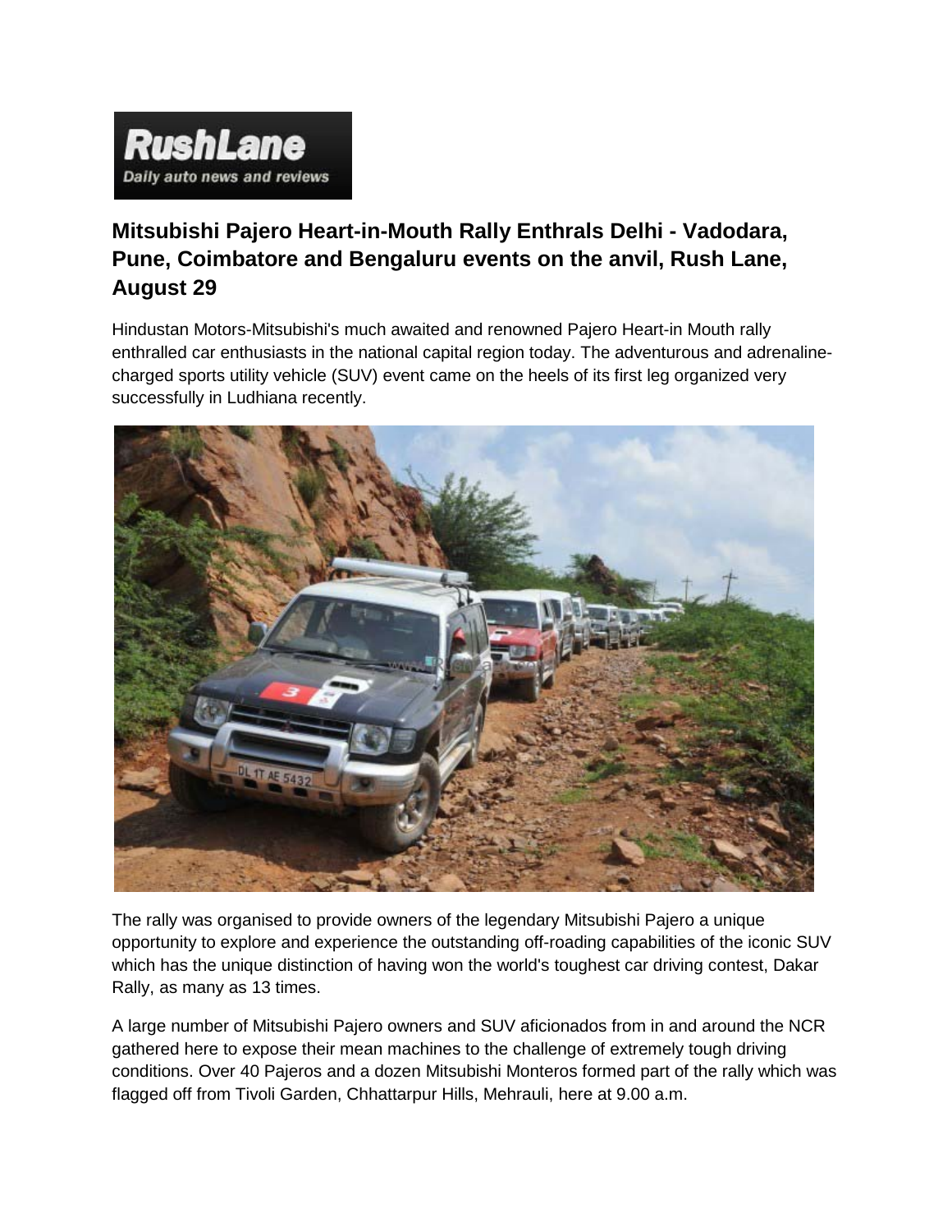# Mitsubishi Pajero Heart-in-Mouth Rally Enthrals Delhi - Vadodara, Pune, Coimbatore and Bengaluru events on the anvil, Rush Lane, August 29

Hindustan Motors-Mitsubishi's much awaited and renowned Pajero Heart-in Mouth rally enthralled car enthusiasts in the national capital region today. The adventurous and adrenaline-charged sports utility vehicle (SUV) event came on the heels of its first leg organized very successfully in Ludhiana recently.

The rally was organised to provide owners of the legendary Mitsubishi Pajero a unique opportunity to explore and experience the outstanding off-roading capabilities of the iconic SUV which has the unique distinction of having won the world's toughest car driving contest, Dakar Rally, as many as 13 times.

A large number of Mitsubishi Pajero owners and SUV aficionados from in and around the NCR gathered here to expose their mean machines to the challenge of extremely tough driving conditions. Over 40 Pajeros and a dozen Mitsubishi Monteros formed part of the rally which was flagged off from Tivoli Garden, Chhattarpur Hills, Mehrauli, here at 9.00 a.m.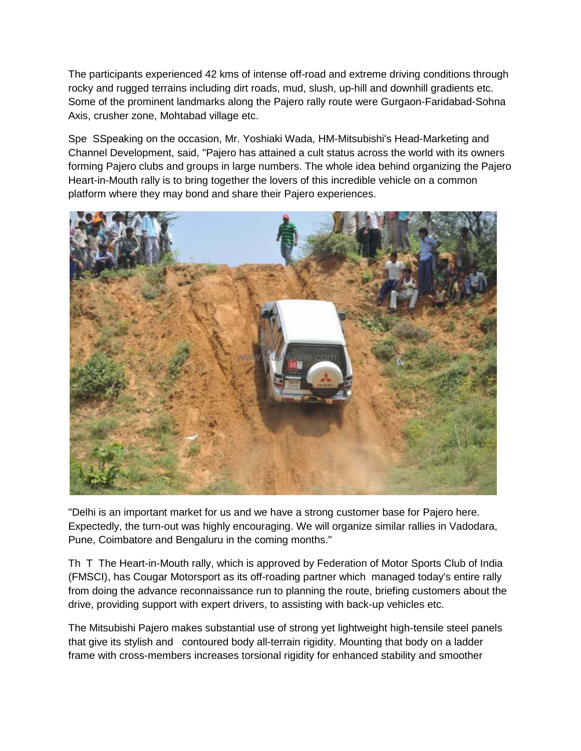The participants experienced 42 kms of intense off-road and extreme driving conditions through rocky and rugged terrains including dirt roads, mud, slush, up-hill and downhill gradients etc. Some of the prominent landmarks along the Pajero rally route were Gurgaon-Faridabad-Sohna Axis, crusher zone, Mohtabad village etc.

Spe SSpeaking on the occasion, Mr. Yoshiaki Wada, HM-Mitsubishi's Head-Marketing and Channel Development, said, "Pajero has attained a cult status across the world with its owners forming Pajero clubs and groups in large numbers. The whole idea behind organizing the Pajero Heart-in-Mouth rally is to bring together the lovers of this incredible vehicle on a common platform where they may bond and share their Pajero experiences.

"Delhi is an important market for us and we have a strong customer base for Pajero here. Expectedly, the turn-out was highly encouraging. We will organize similar rallies in Vadodara, Pune, Coimbatore and Bengaluru in the coming months."

Th T The Heart-in-Mouth rally, which is approved by Federation of Motor Sports Club of India (FMSCI), has Cougar Motorsport as its off-roading partner which managed today's entire rally from doing the advance reconnaissance run to planning the route, briefing customers about the drive, providing support with expert drivers, to assisting with back-up vehicles etc.

The Mitsubishi Pajero makes substantial use of strong yet lightweight high-tensile steel panels that give its stylish and contoured body all-terrain rigidity. Mounting that body on a ladder frame with cross-members increases torsional rigidity for enhanced stability and smoother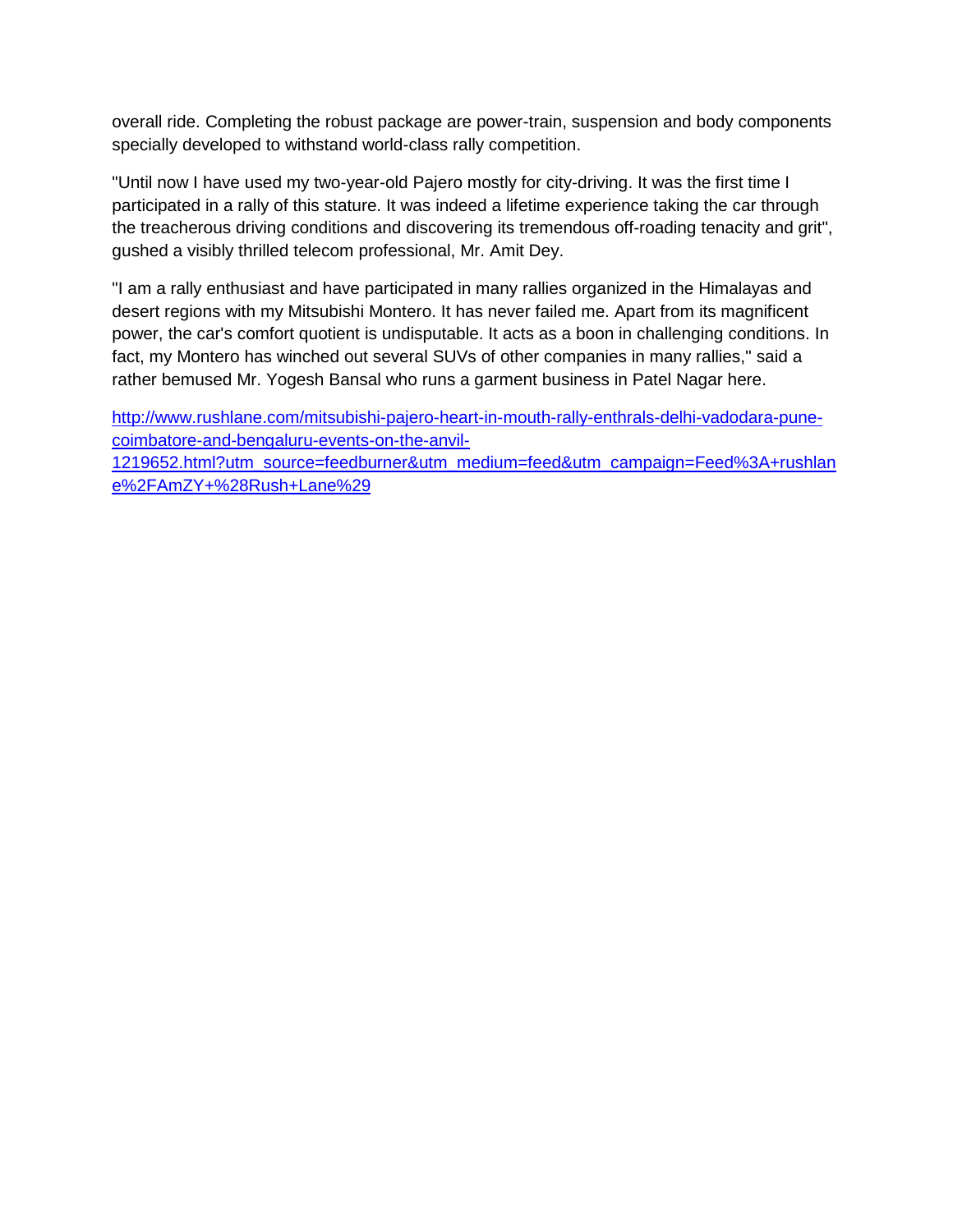overall ride. Completing the robust package are power-train, suspension and body components specially developed to withstand world-class rally competition.

"Until now I have used my two-year-old Pajero mostly for city-driving. It was the first time I participated in a rally of this stature. It was indeed a lifetime experience taking the car through the treacherous driving conditions and discovering its tremendous off-roading tenacity and grit", gushed a visibly thrilled telecom professional, Mr. Amit Dey.

"I am a rally enthusiast and have participated in many rallies organized in the Himalayas and desert regions with my Mitsubishi Montero. It has never failed me. Apart from its magnificent power, the car's comfort quotient is undisputable. It acts as a boon in challenging conditions. In fact, my Montero has winched out several SUVs of other companies in many rallies," said a rather bemused Mr. Yogesh Bansal who runs a garment business in Patel Nagar here.

[http://www.rushlane.com/mitsubishi-pajero-heart-in-mouth-rally-enthrals-delhi-vadodara-pune-coimbatore-and-bengaluru-events-on-the-anvil-1219652.html?utm_source=feedburner&utm_medium=feed&utm_campaign=Feed%3A+rushlane%2FAmZY+%28Rush+Lane%29](http://www.rushlane.com/mitsubishi-pajero-heart-in-mouth-rally-enthrals-delhi-vadodara-pune-coimbatore-and-bengaluru-events-on-the-anvil-1219652.html?utm_source=feedburner&utm_medium=feed&utm_campaign=Feed%3A+rushlane%2FAmZY+%28Rush+Lane%29)